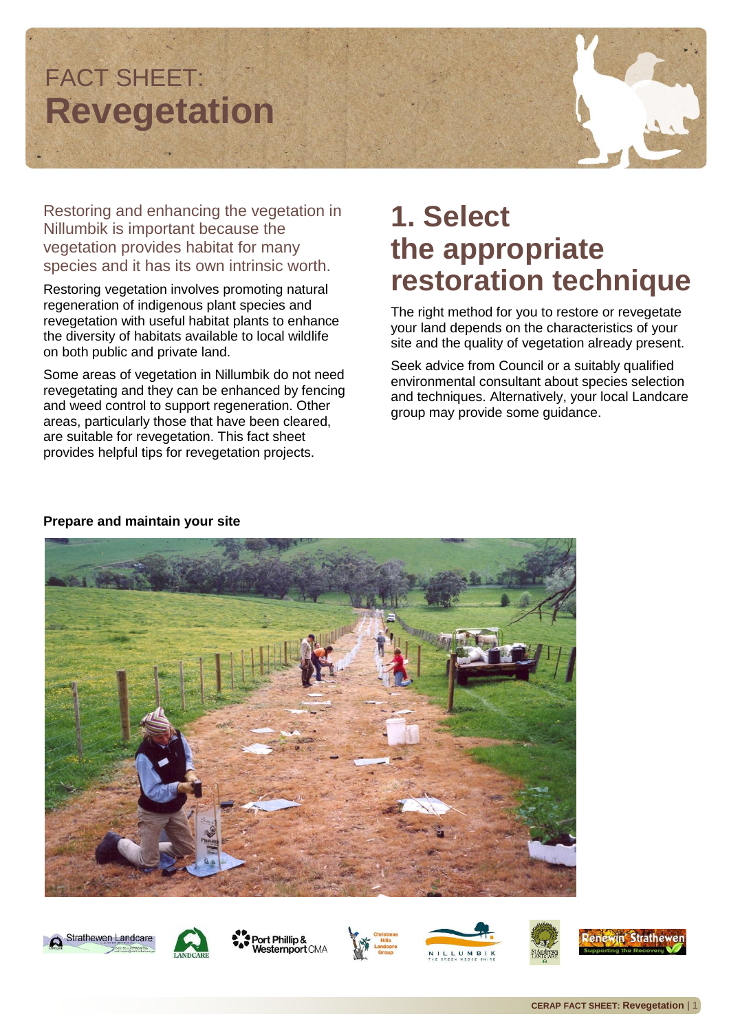# FACT SHEET: **Revegetation**

Restoring and enhancing the vegetation in Nillumbik is important because the vegetation provides habitat for many species and it has its own intrinsic worth.

Restoring vegetation involves promoting natural regeneration of indigenous plant species and revegetation with useful habitat plants to enhance the diversity of habitats available to local wildlife on both public and private land.

Some areas of vegetation in Nillumbik do not need revegetating and they can be enhanced by fencing and weed control to support regeneration. Other areas, particularly those that have been cleared, are suitable for revegetation. This fact sheet provides helpful tips for revegetation projects.

## 1. Select the appropriate restoration technique

The right method for you to restore or revegetate your land depends on the characteristics of your site and the quality of vegetation already present.

Seek advice from Council or a suitably qualified environmental consultant about species selection and techniques. Alternatively, your local Landcare group may provide some guidance.

**Prepare and maintain your site**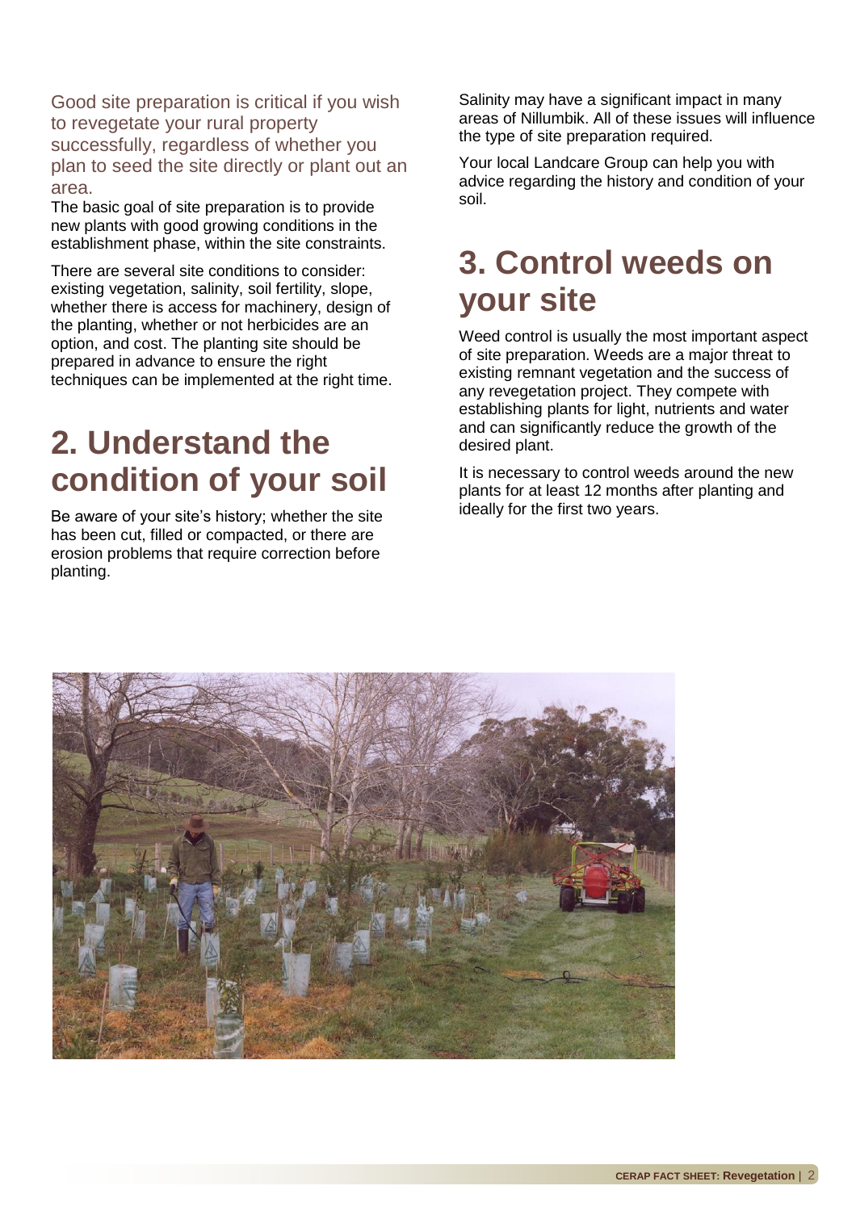Good site preparation is critical if you wish to revegetate your rural property successfully, regardless of whether you plan to seed the site directly or plant out an area.

The basic goal of site preparation is to provide new plants with good growing conditions in the establishment phase, within the site constraints.

There are several site conditions to consider: existing vegetation, salinity, soil fertility, slope, whether there is access for machinery, design of the planting, whether or not herbicides are an option, and cost. The planting site should be prepared in advance to ensure the right techniques can be implemented at the right time.

# 2. Understand the condition of your soil

Be aware of your site's history; whether the site has been cut, filled or compacted, or there are erosion problems that require correction before planting.

Salinity may have a significant impact in many areas of Nillumbik. All of these issues will influence the type of site preparation required.

Your local Landcare Group can help you with advice regarding the history and condition of your soil.

# 3. Control weeds on your site

Weed control is usually the most important aspect of site preparation. Weeds are a major threat to existing remnant vegetation and the success of any revegetation project. They compete with establishing plants for light, nutrients and water and can significantly reduce the growth of the desired plant.

It is necessary to control weeds around the new plants for at least 12 months after planting and ideally for the first two years.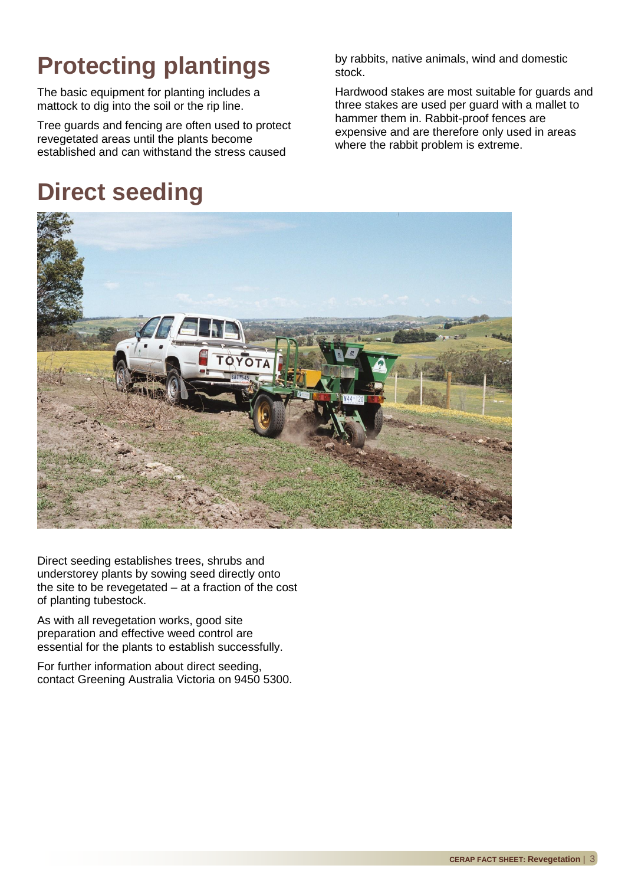# Protecting plantings

The basic equipment for planting includes a mattock to dig into the soil or the rip line.

Tree guards and fencing are often used to protect revegetated areas until the plants become established and can withstand the stress caused by rabbits, native animals, wind and domestic stock.

Hardwood stakes are most suitable for guards and three stakes are used per guard with a mallet to hammer them in. Rabbit-proof fences are expensive and are therefore only used in areas where the rabbit problem is extreme.

# Direct seeding

Direct seeding establishes trees, shrubs and understorey plants by sowing seed directly onto the site to be revegetated – at a fraction of the cost of planting tubestock.

As with all revegetation works, good site preparation and effective weed control are essential for the plants to establish successfully.

For further information about direct seeding, contact Greening Australia Victoria on 9450 5300.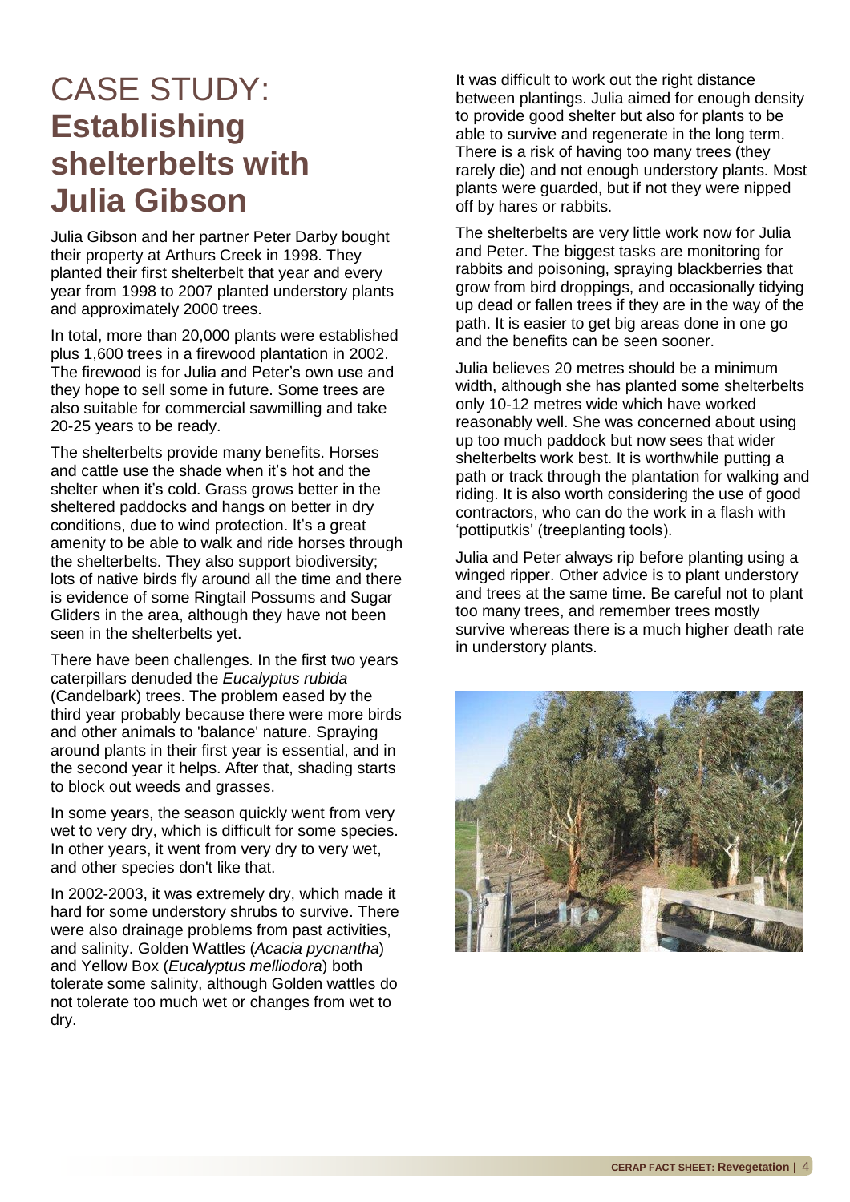# CASE STUDY: **Establishing shelterbelts with Julia Gibson**

Julia Gibson and her partner Peter Darby bought their property at Arthurs Creek in 1998. They planted their first shelterbelt that year and every year from 1998 to 2007 planted understory plants and approximately 2000 trees.

In total, more than 20,000 plants were established plus 1,600 trees in a firewood plantation in 2002. The firewood is for Julia and Peter's own use and they hope to sell some in future. Some trees are also suitable for commercial sawmilling and take 20-25 years to be ready.

The shelterbelts provide many benefits. Horses and cattle use the shade when it's hot and the shelter when it's cold. Grass grows better in the sheltered paddocks and hangs on better in dry conditions, due to wind protection. It's a great amenity to be able to walk and ride horses through the shelterbelts. They also support biodiversity; lots of native birds fly around all the time and there is evidence of some Ringtail Possums and Sugar Gliders in the area, although they have not been seen in the shelterbelts yet.

There have been challenges. In the first two years caterpillars denuded the *Eucalyptus rubida* (Candelbark) trees. The problem eased by the third year probably because there were more birds and other animals to 'balance' nature. Spraying around plants in their first year is essential, and in the second year it helps. After that, shading starts to block out weeds and grasses.

In some years, the season quickly went from very wet to very dry, which is difficult for some species. In other years, it went from very dry to very wet, and other species don't like that.

In 2002-2003, it was extremely dry, which made it hard for some understory shrubs to survive. There were also drainage problems from past activities, and salinity. Golden Wattles (*Acacia pycnantha*) and Yellow Box (*Eucalyptus melliodora*) both tolerate some salinity, although Golden wattles do not tolerate too much wet or changes from wet to dry.

It was difficult to work out the right distance between plantings. Julia aimed for enough density to provide good shelter but also for plants to be able to survive and regenerate in the long term. There is a risk of having too many trees (they rarely die) and not enough understory plants. Most plants were guarded, but if not they were nipped off by hares or rabbits.

The shelterbelts are very little work now for Julia and Peter. The biggest tasks are monitoring for rabbits and poisoning, spraying blackberries that grow from bird droppings, and occasionally tidying up dead or fallen trees if they are in the way of the path. It is easier to get big areas done in one go and the benefits can be seen sooner.

Julia believes 20 metres should be a minimum width, although she has planted some shelterbelts only 10-12 metres wide which have worked reasonably well. She was concerned about using up too much paddock but now sees that wider shelterbelts work best. It is worthwhile putting a path or track through the plantation for walking and riding. It is also worth considering the use of good contractors, who can do the work in a flash with 'pottiputkis' (treeplanting tools).

Julia and Peter always rip before planting using a winged ripper. Other advice is to plant understory and trees at the same time. Be careful not to plant too many trees, and remember trees mostly survive whereas there is a much higher death rate in understory plants.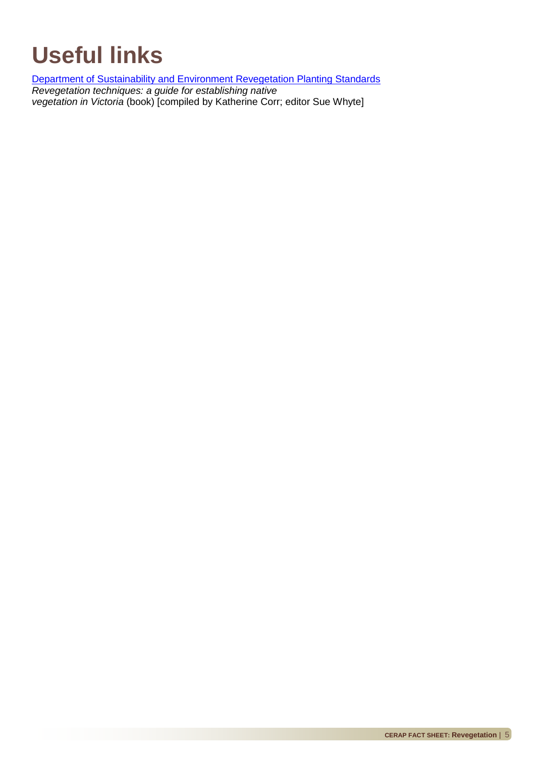# Useful links

Department of Sustainability and Environment Revegetation Planting Standards

*Revegetation techniques: a guide for establishing native vegetation in Victoria* (book) [compiled by Katherine Corr; editor Sue Whyte]